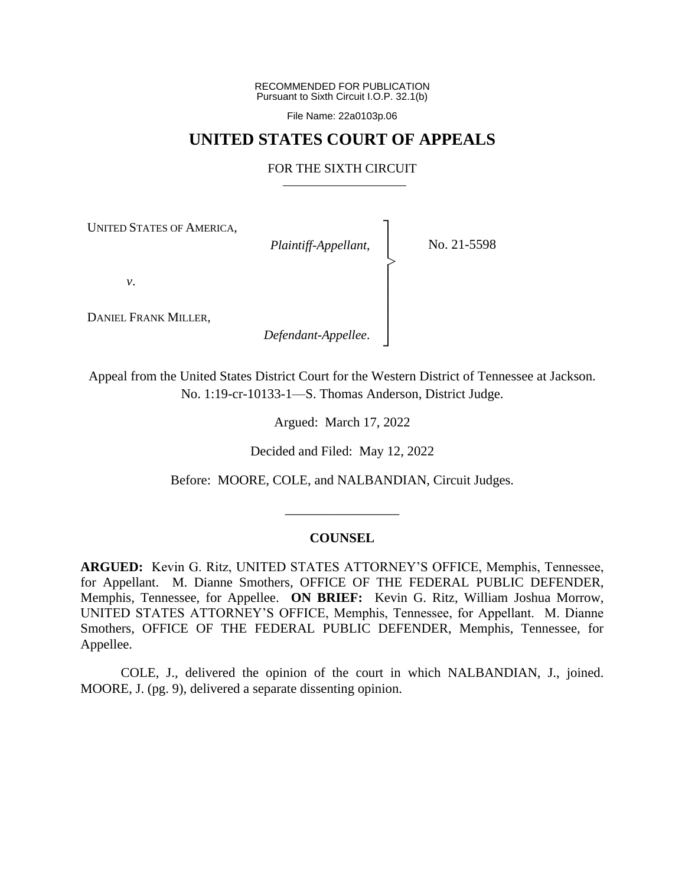RECOMMENDED FOR PUBLICATION
Pursuant to Sixth Circuit I.O.P. 32.1(b)

File Name: 22a0103p.06

# UNITED STATES COURT OF APPEALS

## FOR THE SIXTH CIRCUIT

UNITED STATES OF AMERICA,
*Plaintiff-Appellant*,

*v*.

DANIEL FRANK MILLER,
*Defendant-Appellee*.

No. 21-5598

Appeal from the United States District Court for the Western District of Tennessee at Jackson.
No. 1:19-cr-10133-1—S. Thomas Anderson, District Judge.

Argued: March 17, 2022

Decided and Filed: May 12, 2022

Before: MOORE, COLE, and NALBANDIAN, Circuit Judges.

---

**COUNSEL**

**ARGUED:** Kevin G. Ritz, UNITED STATES ATTORNEY'S OFFICE, Memphis, Tennessee, for Appellant. M. Dianne Smothers, OFFICE OF THE FEDERAL PUBLIC DEFENDER, Memphis, Tennessee, for Appellee. **ON BRIEF:** Kevin G. Ritz, William Joshua Morrow, UNITED STATES ATTORNEY'S OFFICE, Memphis, Tennessee, for Appellant. M. Dianne Smothers, OFFICE OF THE FEDERAL PUBLIC DEFENDER, Memphis, Tennessee, for Appellee.

COLE, J., delivered the opinion of the court in which NALBANDIAN, J., joined. MOORE, J. (pg. 9), delivered a separate dissenting opinion.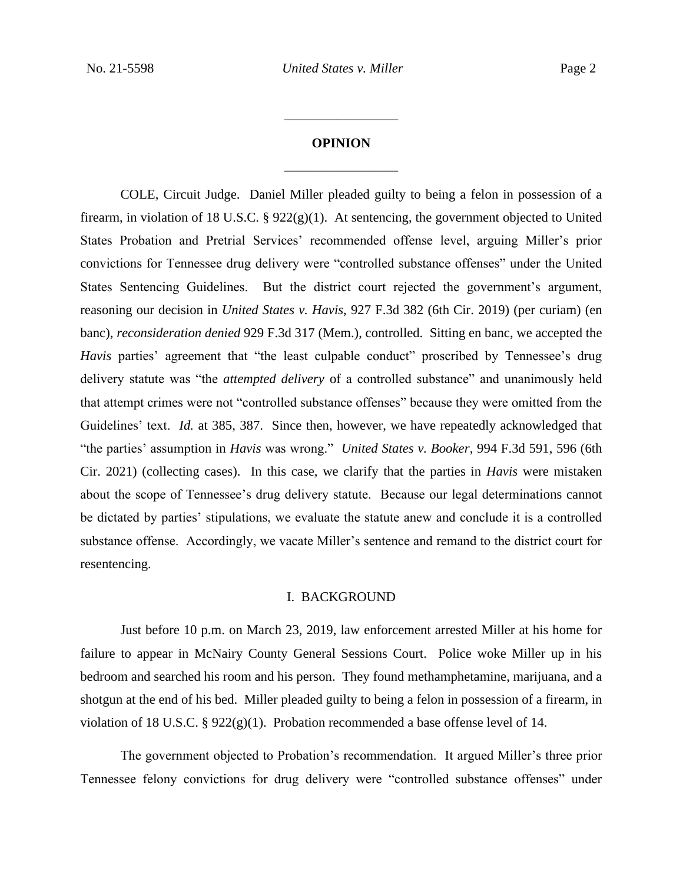## OPINION

COLE, Circuit Judge. Daniel Miller pleaded guilty to being a felon in possession of a firearm, in violation of 18 U.S.C. § 922(g)(1). At sentencing, the government objected to United States Probation and Pretrial Services' recommended offense level, arguing Miller's prior convictions for Tennessee drug delivery were "controlled substance offenses" under the United States Sentencing Guidelines. But the district court rejected the government's argument, reasoning our decision in *United States v. Havis*, 927 F.3d 382 (6th Cir. 2019) (per curiam) (en banc), *reconsideration denied* 929 F.3d 317 (Mem.), controlled. Sitting en banc, we accepted the *Havis* parties' agreement that "the least culpable conduct" proscribed by Tennessee's drug delivery statute was "the *attempted delivery* of a controlled substance" and unanimously held that attempt crimes were not "controlled substance offenses" because they were omitted from the Guidelines' text. *Id.* at 385, 387. Since then, however, we have repeatedly acknowledged that "the parties' assumption in *Havis* was wrong." *United States v. Booker*, 994 F.3d 591, 596 (6th Cir. 2021) (collecting cases). In this case, we clarify that the parties in *Havis* were mistaken about the scope of Tennessee's drug delivery statute. Because our legal determinations cannot be dictated by parties' stipulations, we evaluate the statute anew and conclude it is a controlled substance offense. Accordingly, we vacate Miller's sentence and remand to the district court for resentencing.

### I. BACKGROUND

Just before 10 p.m. on March 23, 2019, law enforcement arrested Miller at his home for failure to appear in McNairy County General Sessions Court. Police woke Miller up in his bedroom and searched his room and his person. They found methamphetamine, marijuana, and a shotgun at the end of his bed. Miller pleaded guilty to being a felon in possession of a firearm, in violation of 18 U.S.C. § 922(g)(1). Probation recommended a base offense level of 14.

The government objected to Probation's recommendation. It argued Miller's three prior Tennessee felony convictions for drug delivery were "controlled substance offenses" under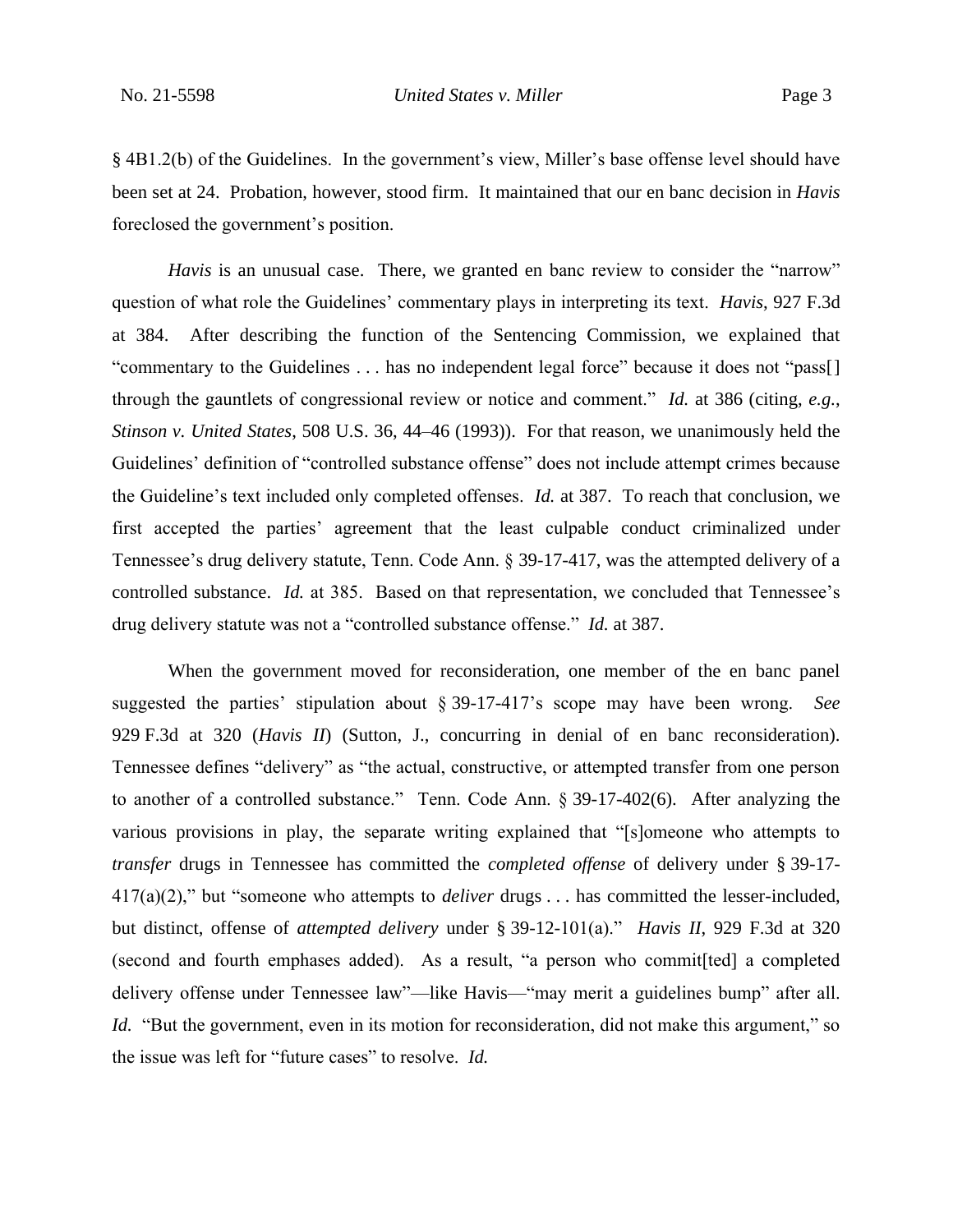§ 4B1.2(b) of the Guidelines. In the government's view, Miller's base offense level should have been set at 24. Probation, however, stood firm. It maintained that our en banc decision in *Havis* foreclosed the government's position.

*Havis* is an unusual case. There, we granted en banc review to consider the "narrow" question of what role the Guidelines' commentary plays in interpreting its text. *Havis*, 927 F.3d at 384. After describing the function of the Sentencing Commission, we explained that "commentary to the Guidelines . . . has no independent legal force" because it does not "pass[] through the gauntlets of congressional review or notice and comment." *Id.* at 386 (citing, *e.g.*, *Stinson v. United States*, 508 U.S. 36, 44–46 (1993)). For that reason, we unanimously held the Guidelines' definition of "controlled substance offense" does not include attempt crimes because the Guideline's text included only completed offenses. *Id.* at 387. To reach that conclusion, we first accepted the parties' agreement that the least culpable conduct criminalized under Tennessee's drug delivery statute, Tenn. Code Ann. § 39-17-417, was the attempted delivery of a controlled substance. *Id.* at 385. Based on that representation, we concluded that Tennessee's drug delivery statute was not a "controlled substance offense." *Id.* at 387.

When the government moved for reconsideration, one member of the en banc panel suggested the parties' stipulation about § 39-17-417's scope may have been wrong. *See* 929 F.3d at 320 (*Havis II*) (Sutton, J., concurring in denial of en banc reconsideration). Tennessee defines "delivery" as "the actual, constructive, or attempted transfer from one person to another of a controlled substance." Tenn. Code Ann. § 39-17-402(6). After analyzing the various provisions in play, the separate writing explained that "[s]omeone who attempts to *transfer* drugs in Tennessee has committed the *completed offense* of delivery under § 39-17-417(a)(2)," but "someone who attempts to *deliver* drugs . . . has committed the lesser-included, but distinct, offense of *attempted delivery* under § 39-12-101(a)." *Havis II*, 929 F.3d at 320 (second and fourth emphases added). As a result, "a person who commit[ted] a completed delivery offense under Tennessee law"—like Havis—"may merit a guidelines bump" after all. *Id.* "But the government, even in its motion for reconsideration, did not make this argument," so the issue was left for "future cases" to resolve. *Id.*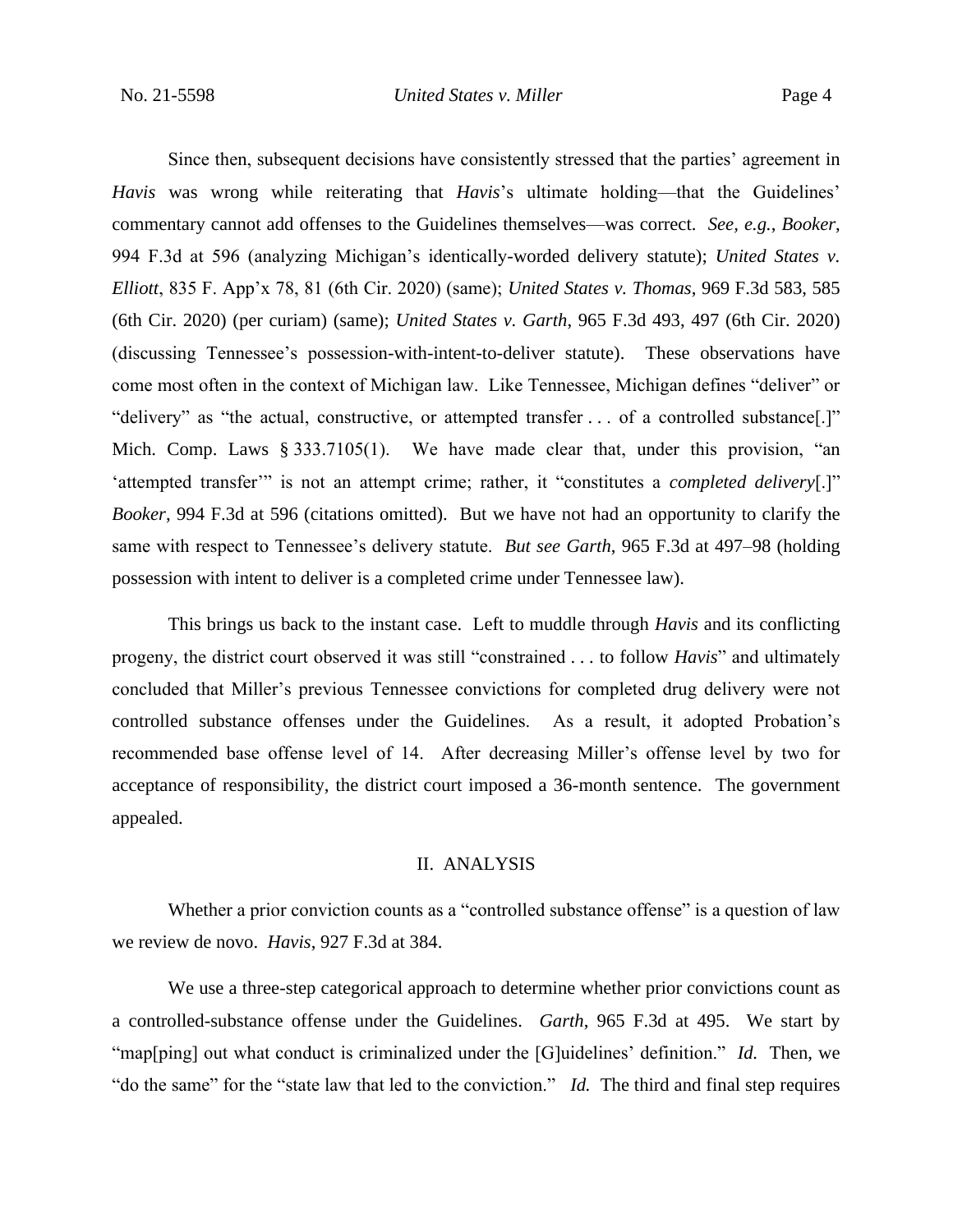Since then, subsequent decisions have consistently stressed that the parties' agreement in *Havis* was wrong while reiterating that *Havis*'s ultimate holding—that the Guidelines' commentary cannot add offenses to the Guidelines themselves—was correct. *See, e.g.*, *Booker*, 994 F.3d at 596 (analyzing Michigan's identically-worded delivery statute); *United States v. Elliott*, 835 F. App'x 78, 81 (6th Cir. 2020) (same); *United States v. Thomas*, 969 F.3d 583, 585 (6th Cir. 2020) (per curiam) (same); *United States v. Garth*, 965 F.3d 493, 497 (6th Cir. 2020) (discussing Tennessee's possession-with-intent-to-deliver statute). These observations have come most often in the context of Michigan law. Like Tennessee, Michigan defines "deliver" or "delivery" as "the actual, constructive, or attempted transfer . . . of a controlled substance[.]" Mich. Comp. Laws § 333.7105(1). We have made clear that, under this provision, "an 'attempted transfer'" is not an attempt crime; rather, it "constitutes a *completed delivery*[.]" *Booker*, 994 F.3d at 596 (citations omitted). But we have not had an opportunity to clarify the same with respect to Tennessee's delivery statute. *But see Garth*, 965 F.3d at 497–98 (holding possession with intent to deliver is a completed crime under Tennessee law).

This brings us back to the instant case. Left to muddle through *Havis* and its conflicting progeny, the district court observed it was still "constrained . . . to follow *Havis*" and ultimately concluded that Miller's previous Tennessee convictions for completed drug delivery were not controlled substance offenses under the Guidelines. As a result, it adopted Probation's recommended base offense level of 14. After decreasing Miller's offense level by two for acceptance of responsibility, the district court imposed a 36-month sentence. The government appealed.

## II. ANALYSIS

Whether a prior conviction counts as a "controlled substance offense" is a question of law we review de novo. *Havis*, 927 F.3d at 384.

We use a three-step categorical approach to determine whether prior convictions count as a controlled-substance offense under the Guidelines. *Garth*, 965 F.3d at 495. We start by "map[ping] out what conduct is criminalized under the [G]uidelines' definition." *Id.* Then, we "do the same" for the "state law that led to the conviction." *Id.* The third and final step requires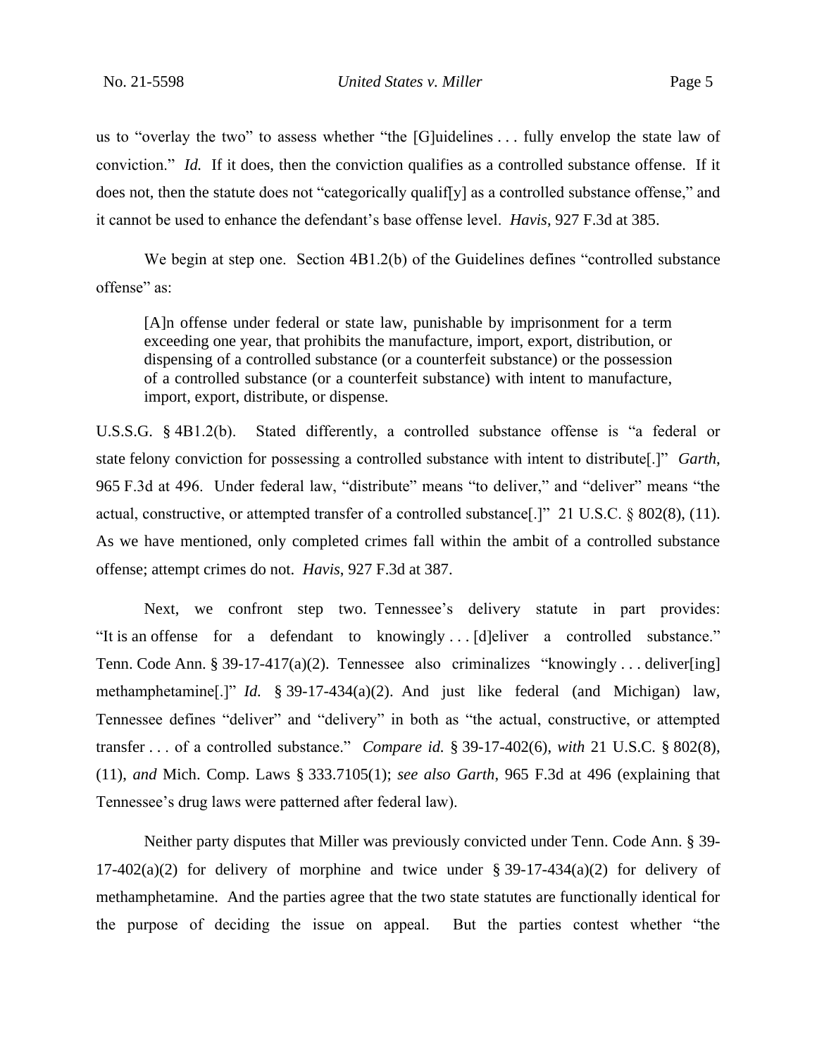us to "overlay the two" to assess whether "the [G]uidelines . . . fully envelop the state law of conviction." *Id.* If it does, then the conviction qualifies as a controlled substance offense. If it does not, then the statute does not "categorically qualif[y] as a controlled substance offense," and it cannot be used to enhance the defendant's base offense level. *Havis*, 927 F.3d at 385.

We begin at step one. Section 4B1.2(b) of the Guidelines defines "controlled substance offense" as:

> [A]n offense under federal or state law, punishable by imprisonment for a term exceeding one year, that prohibits the manufacture, import, export, distribution, or dispensing of a controlled substance (or a counterfeit substance) or the possession of a controlled substance (or a counterfeit substance) with intent to manufacture, import, export, distribute, or dispense.

U.S.S.G. § 4B1.2(b). Stated differently, a controlled substance offense is "a federal or state felony conviction for possessing a controlled substance with intent to distribute[.]" *Garth*, 965 F.3d at 496. Under federal law, "distribute" means "to deliver," and "deliver" means "the actual, constructive, or attempted transfer of a controlled substance[.]" 21 U.S.C. § 802(8), (11). As we have mentioned, only completed crimes fall within the ambit of a controlled substance offense; attempt crimes do not. *Havis*, 927 F.3d at 387.

Next, we confront step two. Tennessee's delivery statute in part provides: "It is an offense for a defendant to knowingly . . . [d]eliver a controlled substance." Tenn. Code Ann. § 39-17-417(a)(2). Tennessee also criminalizes "knowingly . . . deliver[ing] methamphetamine[.]" *Id.* § 39-17-434(a)(2). And just like federal (and Michigan) law, Tennessee defines "deliver" and "delivery" in both as "the actual, constructive, or attempted transfer . . . of a controlled substance." *Compare id.* § 39-17-402(6), *with* 21 U.S.C. § 802(8), (11), *and* Mich. Comp. Laws § 333.7105(1); *see also Garth*, 965 F.3d at 496 (explaining that Tennessee's drug laws were patterned after federal law).

Neither party disputes that Miller was previously convicted under Tenn. Code Ann. § 39-17-402(a)(2) for delivery of morphine and twice under § 39-17-434(a)(2) for delivery of methamphetamine. And the parties agree that the two state statutes are functionally identical for the purpose of deciding the issue on appeal. But the parties contest whether "the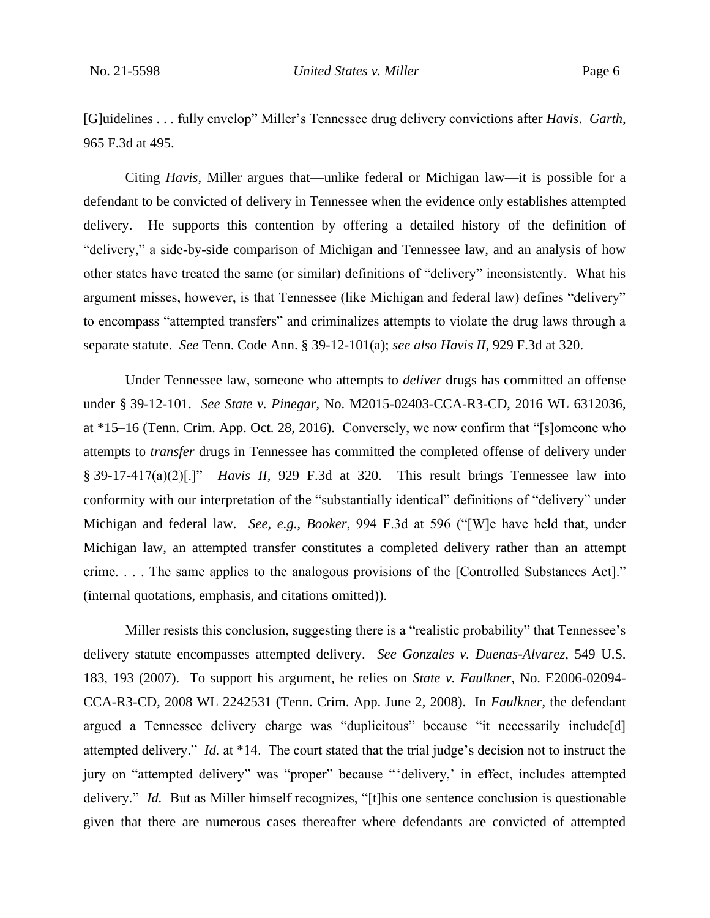[G]uidelines . . . fully envelop" Miller's Tennessee drug delivery convictions after *Havis*. *Garth*, 965 F.3d at 495.

Citing *Havis*, Miller argues that—unlike federal or Michigan law—it is possible for a defendant to be convicted of delivery in Tennessee when the evidence only establishes attempted delivery. He supports this contention by offering a detailed history of the definition of "delivery," a side-by-side comparison of Michigan and Tennessee law, and an analysis of how other states have treated the same (or similar) definitions of "delivery" inconsistently. What his argument misses, however, is that Tennessee (like Michigan and federal law) defines "delivery" to encompass "attempted transfers" and criminalizes attempts to violate the drug laws through a separate statute. *See* Tenn. Code Ann. § 39-12-101(a); *see also Havis II*, 929 F.3d at 320.

Under Tennessee law, someone who attempts to *deliver* drugs has committed an offense under § 39-12-101. *See State v. Pinegar*, No. M2015-02403-CCA-R3-CD, 2016 WL 6312036, at *15–16 (Tenn. Crim. App. Oct. 28, 2016). Conversely, we now confirm that "[s]omeone who attempts to *transfer* drugs in Tennessee has committed the completed offense of delivery under § 39-17-417(a)(2)[.]" *Havis II*, 929 F.3d at 320. This result brings Tennessee law into conformity with our interpretation of the "substantially identical" definitions of "delivery" under Michigan and federal law. *See, e.g.*, *Booker*, 994 F.3d at 596 ("[W]e have held that, under Michigan law, an attempted transfer constitutes a completed delivery rather than an attempt crime. . . . The same applies to the analogous provisions of the [Controlled Substances Act]." (internal quotations, emphasis, and citations omitted)).

Miller resists this conclusion, suggesting there is a "realistic probability" that Tennessee's delivery statute encompasses attempted delivery. *See Gonzales v. Duenas-Alvarez*, 549 U.S. 183, 193 (2007). To support his argument, he relies on *State v. Faulkner*, No. E2006-02094-CCA-R3-CD, 2008 WL 2242531 (Tenn. Crim. App. June 2, 2008). In *Faulkner*, the defendant argued a Tennessee delivery charge was "duplicitous" because "it necessarily include[d] attempted delivery." *Id.* at *14. The court stated that the trial judge's decision not to instruct the jury on "attempted delivery" was "proper" because "'delivery,' in effect, includes attempted delivery." *Id.* But as Miller himself recognizes, "[t]his one sentence conclusion is questionable given that there are numerous cases thereafter where defendants are convicted of attempted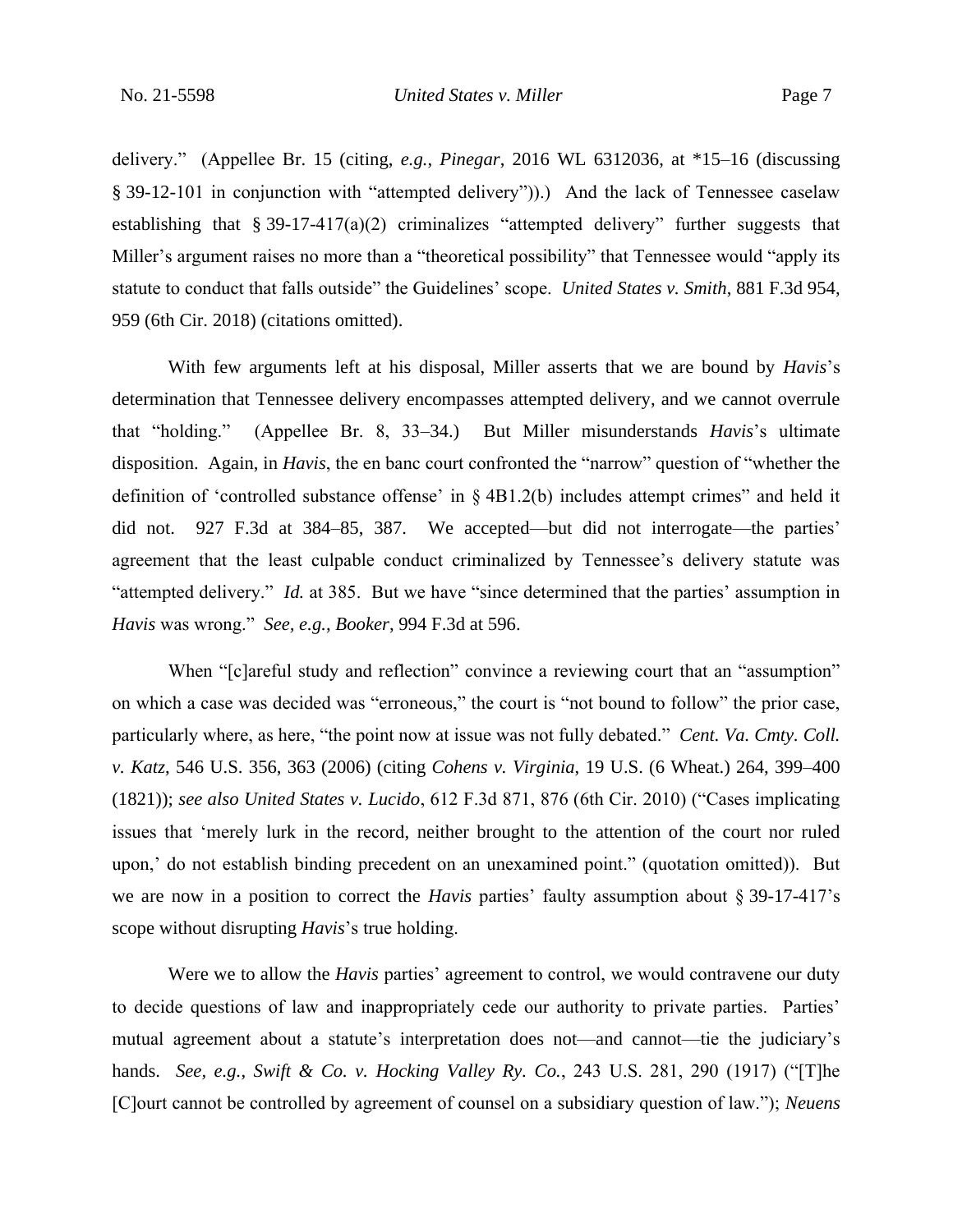delivery." (Appellee Br. 15 (citing, *e.g.*, *Pinegar*, 2016 WL 6312036, at *15–16 (discussing § 39-12-101 in conjunction with "attempted delivery")).) And the lack of Tennessee caselaw establishing that § 39-17-417(a)(2) criminalizes "attempted delivery" further suggests that Miller's argument raises no more than a "theoretical possibility" that Tennessee would "apply its statute to conduct that falls outside" the Guidelines' scope. *United States v. Smith*, 881 F.3d 954, 959 (6th Cir. 2018) (citations omitted).

With few arguments left at his disposal, Miller asserts that we are bound by *Havis*'s determination that Tennessee delivery encompasses attempted delivery, and we cannot overrule that "holding." (Appellee Br. 8, 33–34.) But Miller misunderstands *Havis*'s ultimate disposition. Again, in *Havis*, the en banc court confronted the "narrow" question of "whether the definition of 'controlled substance offense' in § 4B1.2(b) includes attempt crimes" and held it did not. 927 F.3d at 384–85, 387. We accepted—but did not interrogate—the parties' agreement that the least culpable conduct criminalized by Tennessee's delivery statute was "attempted delivery." *Id.* at 385. But we have "since determined that the parties' assumption in *Havis* was wrong." *See, e.g.*, *Booker*, 994 F.3d at 596.

When "[c]areful study and reflection" convince a reviewing court that an "assumption" on which a case was decided was "erroneous," the court is "not bound to follow" the prior case, particularly where, as here, "the point now at issue was not fully debated." *Cent. Va. Cmty. Coll. v. Katz*, 546 U.S. 356, 363 (2006) (citing *Cohens v. Virginia*, 19 U.S. (6 Wheat.) 264, 399–400 (1821)); *see also United States v. Lucido*, 612 F.3d 871, 876 (6th Cir. 2010) ("Cases implicating issues that 'merely lurk in the record, neither brought to the attention of the court nor ruled upon,' do not establish binding precedent on an unexamined point." (quotation omitted)). But we are now in a position to correct the *Havis* parties' faulty assumption about § 39-17-417's scope without disrupting *Havis*'s true holding.

Were we to allow the *Havis* parties' agreement to control, we would contravene our duty to decide questions of law and inappropriately cede our authority to private parties. Parties' mutual agreement about a statute's interpretation does not—and cannot—tie the judiciary's hands. *See, e.g.*, *Swift & Co. v. Hocking Valley Ry. Co.*, 243 U.S. 281, 290 (1917) ("[T]he [C]ourt cannot be controlled by agreement of counsel on a subsidiary question of law."); *Neuens*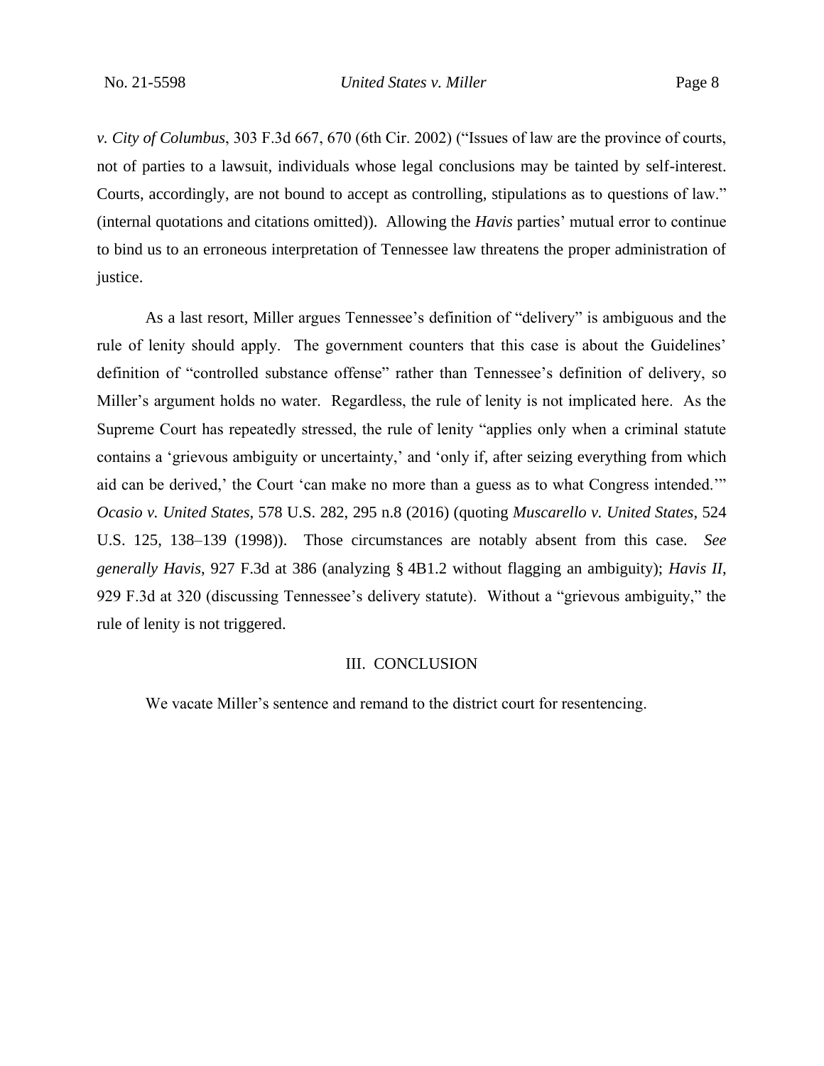*v. City of Columbus*, 303 F.3d 667, 670 (6th Cir. 2002) ("Issues of law are the province of courts, not of parties to a lawsuit, individuals whose legal conclusions may be tainted by self-interest. Courts, accordingly, are not bound to accept as controlling, stipulations as to questions of law." (internal quotations and citations omitted)). Allowing the *Havis* parties' mutual error to continue to bind us to an erroneous interpretation of Tennessee law threatens the proper administration of justice.

As a last resort, Miller argues Tennessee's definition of "delivery" is ambiguous and the rule of lenity should apply. The government counters that this case is about the Guidelines' definition of "controlled substance offense" rather than Tennessee's definition of delivery, so Miller's argument holds no water. Regardless, the rule of lenity is not implicated here. As the Supreme Court has repeatedly stressed, the rule of lenity "applies only when a criminal statute contains a 'grievous ambiguity or uncertainty,' and 'only if, after seizing everything from which aid can be derived,' the Court 'can make no more than a guess as to what Congress intended.'" *Ocasio v. United States*, 578 U.S. 282, 295 n.8 (2016) (quoting *Muscarello v. United States*, 524 U.S. 125, 138–139 (1998)). Those circumstances are notably absent from this case. *See generally Havis*, 927 F.3d at 386 (analyzing § 4B1.2 without flagging an ambiguity); *Havis II*, 929 F.3d at 320 (discussing Tennessee's delivery statute). Without a "grievous ambiguity," the rule of lenity is not triggered.

## III. CONCLUSION

We vacate Miller's sentence and remand to the district court for resentencing.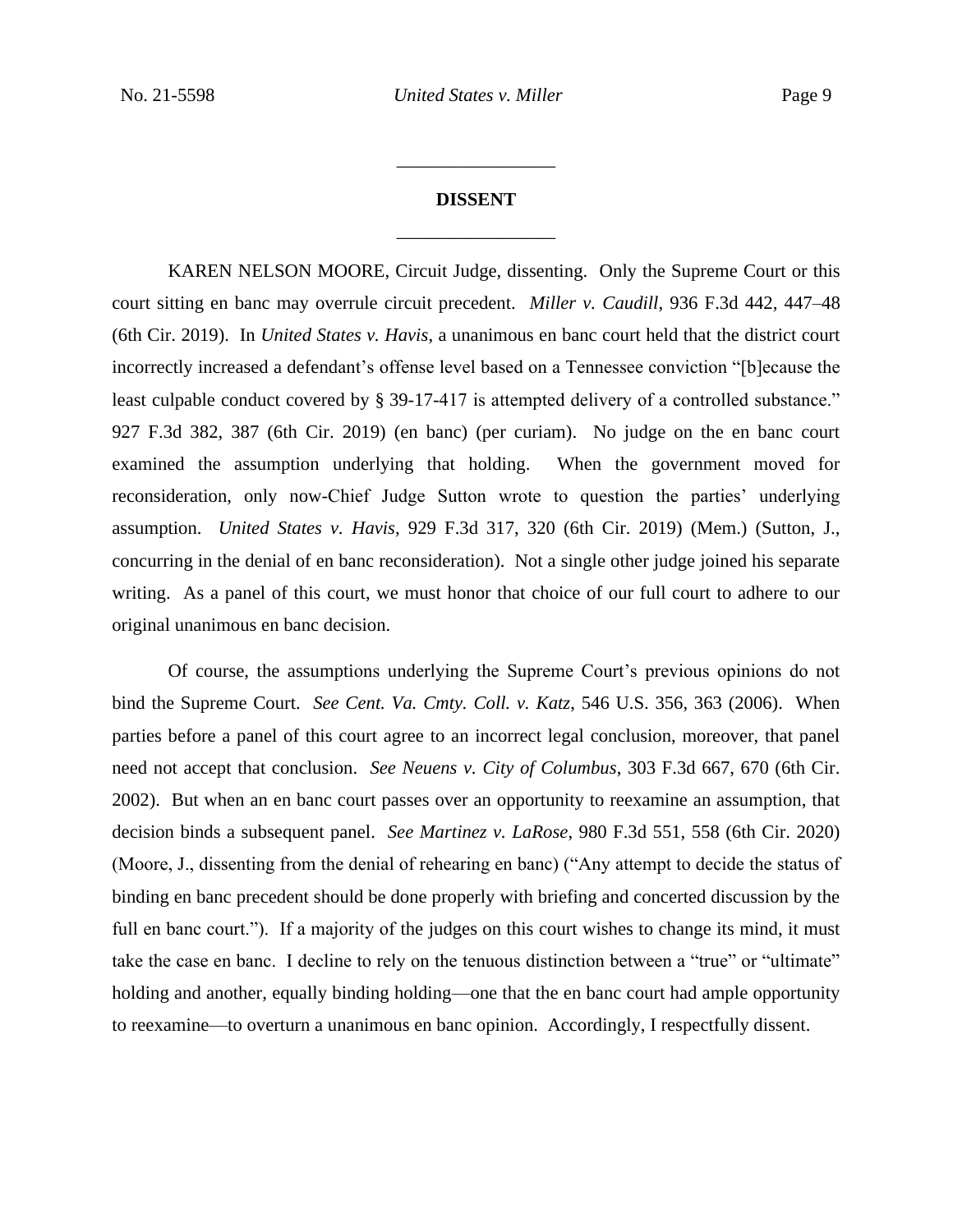## DISSENT

KAREN NELSON MOORE, Circuit Judge, dissenting. Only the Supreme Court or this court sitting en banc may overrule circuit precedent. *Miller v. Caudill*, 936 F.3d 442, 447–48 (6th Cir. 2019). In *United States v. Havis*, a unanimous en banc court held that the district court incorrectly increased a defendant's offense level based on a Tennessee conviction "[b]ecause the least culpable conduct covered by § 39-17-417 is attempted delivery of a controlled substance." 927 F.3d 382, 387 (6th Cir. 2019) (en banc) (per curiam). No judge on the en banc court examined the assumption underlying that holding. When the government moved for reconsideration, only now-Chief Judge Sutton wrote to question the parties' underlying assumption. *United States v. Havis*, 929 F.3d 317, 320 (6th Cir. 2019) (Mem.) (Sutton, J., concurring in the denial of en banc reconsideration). Not a single other judge joined his separate writing. As a panel of this court, we must honor that choice of our full court to adhere to our original unanimous en banc decision.

Of course, the assumptions underlying the Supreme Court's previous opinions do not bind the Supreme Court. *See Cent. Va. Cmty. Coll. v. Katz*, 546 U.S. 356, 363 (2006). When parties before a panel of this court agree to an incorrect legal conclusion, moreover, that panel need not accept that conclusion. *See Neuens v. City of Columbus*, 303 F.3d 667, 670 (6th Cir. 2002). But when an en banc court passes over an opportunity to reexamine an assumption, that decision binds a subsequent panel. *See Martinez v. LaRose*, 980 F.3d 551, 558 (6th Cir. 2020) (Moore, J., dissenting from the denial of rehearing en banc) ("Any attempt to decide the status of binding en banc precedent should be done properly with briefing and concerted discussion by the full en banc court."). If a majority of the judges on this court wishes to change its mind, it must take the case en banc. I decline to rely on the tenuous distinction between a "true" or "ultimate" holding and another, equally binding holding—one that the en banc court had ample opportunity to reexamine—to overturn a unanimous en banc opinion. Accordingly, I respectfully dissent.